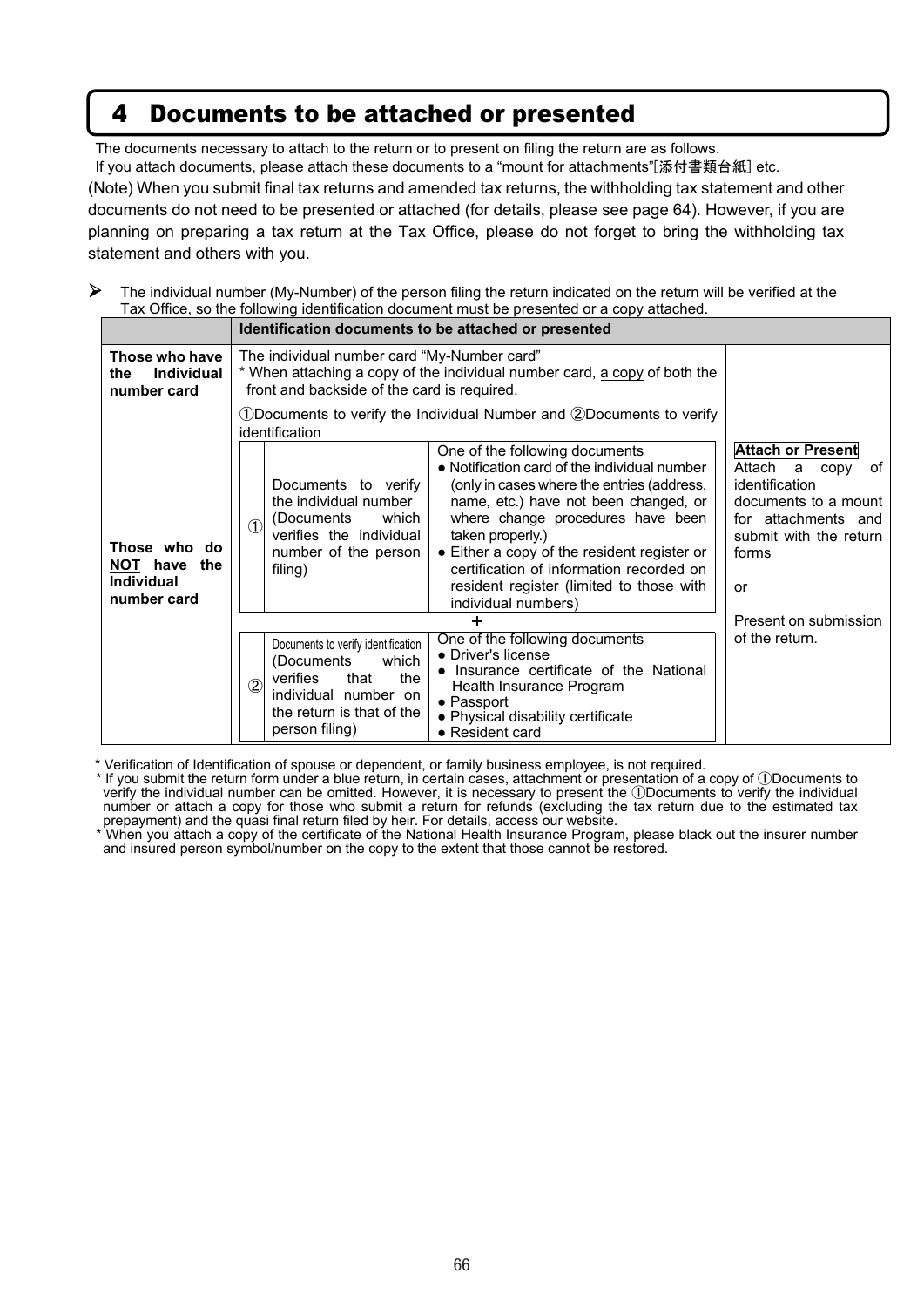# 4 Documents to be attached or presented

The documents necessary to attach to the return or to present on filing the return are as follows.
If you attach documents, please attach these documents to a "mount for attachments"[添付書類台紙] etc.

(Note) When you submit final tax returns and amended tax returns, the withholding tax statement and other documents do not need to be presented or attached (for details, please see page 64). However, if you are planning on preparing a tax return at the Tax Office, please do not forget to bring the withholding tax statement and others with you.

➢ The individual number (My-Number) of the person filing the return indicated on the return will be verified at the Tax Office, so the following identification document must be presented or a copy attached.

| | Identification documents to be attached or presented | | | |
|---|---|---|---|---|
| **Those who have the Individual number card** | The individual number card "My-Number card"<br>* When attaching a copy of the individual number card, a copy of both the front and backside of the card is required. | | | **Attach or Present**<br>Attach a copy of identification documents to a mount for attachments and submit with the return forms<br><br>or<br><br>Present on submission of the return. |
| **Those who do NOT have the Individual number card** | ①Documents to verify the Individual Number and ②Documents to verify identification | | | |
| | ① | Documents to verify the individual number (Documents which verifies the individual number of the person filing) | One of the following documents<br>● Notification card of the individual number (only in cases where the entries (address, name, etc.) have not been changed, or where change procedures have been taken properly.)<br>● Either a copy of the resident register or certification of information recorded on resident register (limited to those with individual numbers) | |
| | + | | | |
| | ② | Documents to verify identification (Documents which verifies that the individual number on the return is that of the person filing) | One of the following documents<br>● Driver's license<br>● Insurance certificate of the National Health Insurance Program<br>● Passport<br>● Physical disability certificate<br>● Resident card | |

\* Verification of Identification of spouse or dependent, or family business employee, is not required.
\* If you submit the return form under a blue return, in certain cases, attachment or presentation of a copy of ①Documents to verify the individual number can be omitted. However, it is necessary to present the ①Documents to verify the individual number or attach a copy for those who submit a return for refunds (excluding the tax return due to the estimated tax prepayment) and the quasi final return filed by heir. For details, access our website.
\* When you attach a copy of the certificate of the National Health Insurance Program, please black out the insurer number and insured person symbol/number on the copy to the extent that those cannot be restored.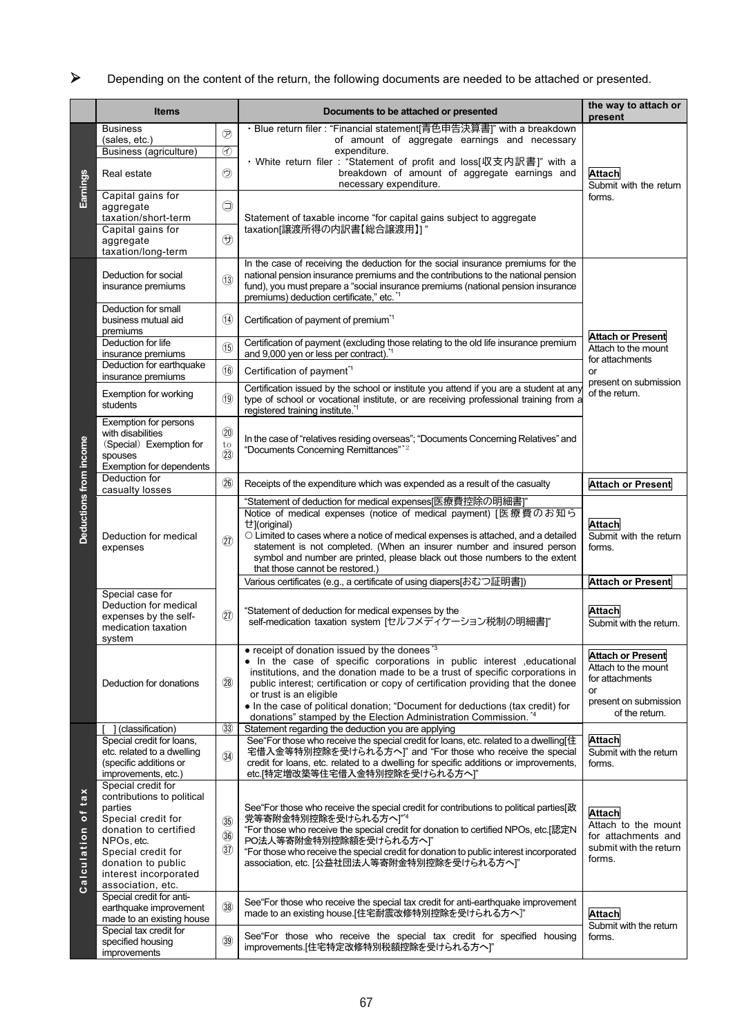➢ Depending on the content of the return, the following documents are needed to be attached or presented.

| | Items | | Documents to be attached or presented | the way to attach or present |
|---|---|---|---|---|
| Earnings | Business (sales, etc.) | ㋐ | ・Blue return filer : "Financial statement[青色申告決算書]" with a breakdown of amount of aggregate earnings and necessary expenditure. ・White return filer : "Statement of profit and loss[収支内訳書]" with a breakdown of amount of aggregate earnings and necessary expenditure. | **Attach** Submit with the return forms. |
| | Business (agriculture) | ㋑ | | |
| | Real estate | ㋒ | | |
| | Capital gains for aggregate taxation/short-term | ㋙ | Statement of taxable income "for capital gains subject to aggregate taxation[譲渡所得の内訳書【総合譲渡用】]" | |
| | Capital gains for aggregate taxation/long-term | ㋚ | | |
| Deductions from income | Deduction for social insurance premiums | ⑬ | In the case of receiving the deduction for the social insurance premiums for the national pension insurance premiums and the contributions to the national pension fund), you must prepare a "social insurance premiums (national pension insurance premiums) deduction certificate," etc. *1 | **Attach or Present** Attach to the mount for attachments or present on submission of the return. |
| | Deduction for small business mutual aid premiums | ⑭ | Certification of payment of premium*1 | |
| | Deduction for life insurance premiums | ⑮ | Certification of payment (excluding those relating to the old life insurance premium and 9,000 yen or less per contract). *1 | |
| | Deduction for earthquake insurance premiums | ⑯ | Certification of payment*1 | |
| | Exemption for working students | ⑲ | Certification issued by the school or institute you attend if you are a student at any type of school or vocational institute, or are receiving professional training from a registered training institute. *1 | |
| | Exemption for persons with disabilities (Special) Exemption for spouses Exemption for dependents | ⑳ to ㉓ | In the case of "relatives residing overseas"; "Documents Concerning Relatives" and "Documents Concerning Remittances" *2 | |
| | Deduction for casualty losses | ㉖ | Receipts of the expenditure which was expended as a result of the casualty | **Attach or Present** |
| | Deduction for medical expenses | ㉗ | "Statement of deduction for medical expenses[医療費控除の明細書]" Notice of medical expenses (notice of medical payment) [医療費のお知らせ](original) ○ Limited to cases where a notice of medical expenses is attached, and a detailed statement is not completed. (When an insurer number and insured person symbol and number are printed, please black out those numbers to the extent that those cannot be restored.) | **Attach** Submit with the return forms. |
| | | | Various certificates (e.g., a certificate of using diapers[おむつ証明書]) | **Attach or Present** |
| | Special case for Deduction for medical expenses by the self-medication taxation system | ㉗ | "Statement of deduction for medical expenses by the self-medication taxation system [セルフメディケーション税制の明細書]" | **Attach** Submit with the return. |
| | Deduction for donations | ㉘ | ● receipt of donation issued by the donees *3 ● In the case of specific corporations in public interest ,educational institutions, and the donation made to be a trust of specific corporations in public interest; certification or copy of certification providing that the donee or trust is an eligible ● In the case of political donation; "Document for deductions (tax credit) for donations" stamped by the Election Administration Commission. *4 | **Attach or Present** Attach to the mount for attachments or present on submission of the return. |
| Calculation of tax | [ ] (classification) | ㉝ | Statement regarding the deduction you are applying | |
| | Special credit for loans, etc. related to a dwelling (specific additions or improvements, etc.) | ㉞ | See"For those who receive the special credit for loans, etc. related to a dwelling[住宅借入金等特別控除を受けられる方へ]" and "For those who receive the special credit for loans, etc. related to a dwelling for specific additions or improvements, etc.[特定増改築等住宅借入金特別控除を受けられる方へ]" | **Attach** Submit with the return forms. |
| | Special credit for contributions to political parties Special credit for donation to certified NPOs, etc. Special credit for donation to public interest incorporated association, etc. | ㉟ ㊱ ㊲ | See"For those who receive the special credit for contributions to political parties[政党等寄附金特別控除を受けられる方へ]"*4 "For those who receive the special credit for donation to certified NPOs, etc.[認定NPO法人等寄附金特別控除額を受けられる方へ]" "For those who receive the special credit for donation to public interest incorporated association, etc. [公益社団法人等寄附金特別控除を受けられる方へ]" | **Attach** Attach to the mount for attachments and submit with the return forms. |
| | Special credit for anti-earthquake improvement made to an existing house | ㊳ | See"For those who receive the special tax credit for anti-earthquake improvement made to an existing house.[住宅耐震改修特別控除を受けられる方へ]" | **Attach** Submit with the return forms. |
| | Special tax credit for specified housing improvements | ㊴ | See"For those who receive the special tax credit for specified housing improvements.[住宅特定改修特別税額控除を受けられる方へ]" | |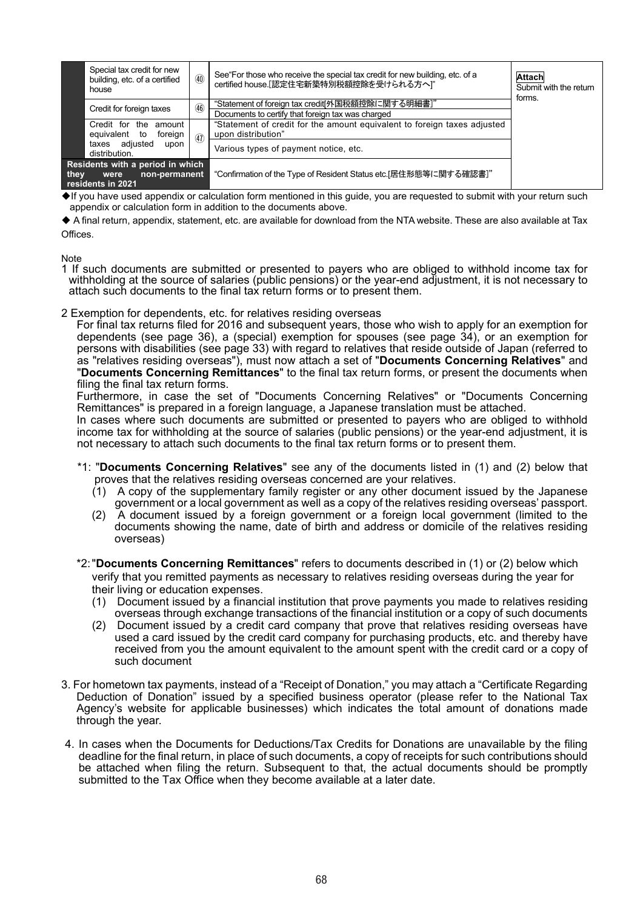| | | | | |
|---|---|---|---|---|
| | Special tax credit for new building, etc. of a certified house | ㊵ | See"For those who receive the special tax credit for new building, etc. of a certified house.[認定住宅新築特別税額控除を受けられる方へ]" | **Attach** Submit with the return forms. |
| | Credit for foreign taxes | ㊻ | "Statement of foreign tax credit[外国税額控除に関する明細書]" | |
| | | | Documents to certify that foreign tax was charged | |
| | Credit for the amount equivalent to foreign taxes adjusted upon distribution. | ㊼ | "Statement of credit for the amount equivalent to foreign taxes adjusted upon distribution" | |
| | | | Various types of payment notice, etc. | |
| **Residents with a period in which they were non-permanent residents in 2021** | | | "Confirmation of the Type of Resident Status etc.[居住形態等に関する確認書]" | |

◆If you have used appendix or calculation form mentioned in this guide, you are requested to submit with your return such appendix or calculation form in addition to the documents above.

◆ A final return, appendix, statement, etc. are available for download from the NTA website. These are also available at Tax Offices.

Note

1 If such documents are submitted or presented to payers who are obliged to withhold income tax for withholding at the source of salaries (public pensions) or the year-end adjustment, it is not necessary to attach such documents to the final tax return forms or to present them.

2 Exemption for dependents, etc. for relatives residing overseas

For final tax returns filed for 2016 and subsequent years, those who wish to apply for an exemption for dependents (see page 36), a (special) exemption for spouses (see page 34), or an exemption for persons with disabilities (see page 33) with regard to relatives that reside outside of Japan (referred to as "relatives residing overseas"), must now attach a set of "**Documents Concerning Relatives**" and "**Documents Concerning Remittances**" to the final tax return forms, or present the documents when filing the final tax return forms.

Furthermore, in case the set of "Documents Concerning Relatives" or "Documents Concerning Remittances" is prepared in a foreign language, a Japanese translation must be attached.

In cases where such documents are submitted or presented to payers who are obliged to withhold income tax for withholding at the source of salaries (public pensions) or the year-end adjustment, it is not necessary to attach such documents to the final tax return forms or to present them.

*1: "**Documents Concerning Relatives**" see any of the documents listed in (1) and (2) below that proves that the relatives residing overseas concerned are your relatives.

(1) A copy of the supplementary family register or any other document issued by the Japanese government or a local government as well as a copy of the relatives residing overseas' passport.

(2) A document issued by a foreign government or a foreign local government (limited to the documents showing the name, date of birth and address or domicile of the relatives residing overseas)

*2: "**Documents Concerning Remittances**" refers to documents described in (1) or (2) below which verify that you remitted payments as necessary to relatives residing overseas during the year for their living or education expenses.

(1) Document issued by a financial institution that prove payments you made to relatives residing overseas through exchange transactions of the financial institution or a copy of such documents

(2) Document issued by a credit card company that prove that relatives residing overseas have used a card issued by the credit card company for purchasing products, etc. and thereby have received from you the amount equivalent to the amount spent with the credit card or a copy of such document

3. For hometown tax payments, instead of a "Receipt of Donation," you may attach a "Certificate Regarding Deduction of Donation" issued by a specified business operator (please refer to the National Tax Agency's website for applicable businesses) which indicates the total amount of donations made through the year.

4. In cases when the Documents for Deductions/Tax Credits for Donations are unavailable by the filing deadline for the final return, in place of such documents, a copy of receipts for such contributions should be attached when filing the return. Subsequent to that, the actual documents should be promptly submitted to the Tax Office when they become available at a later date.